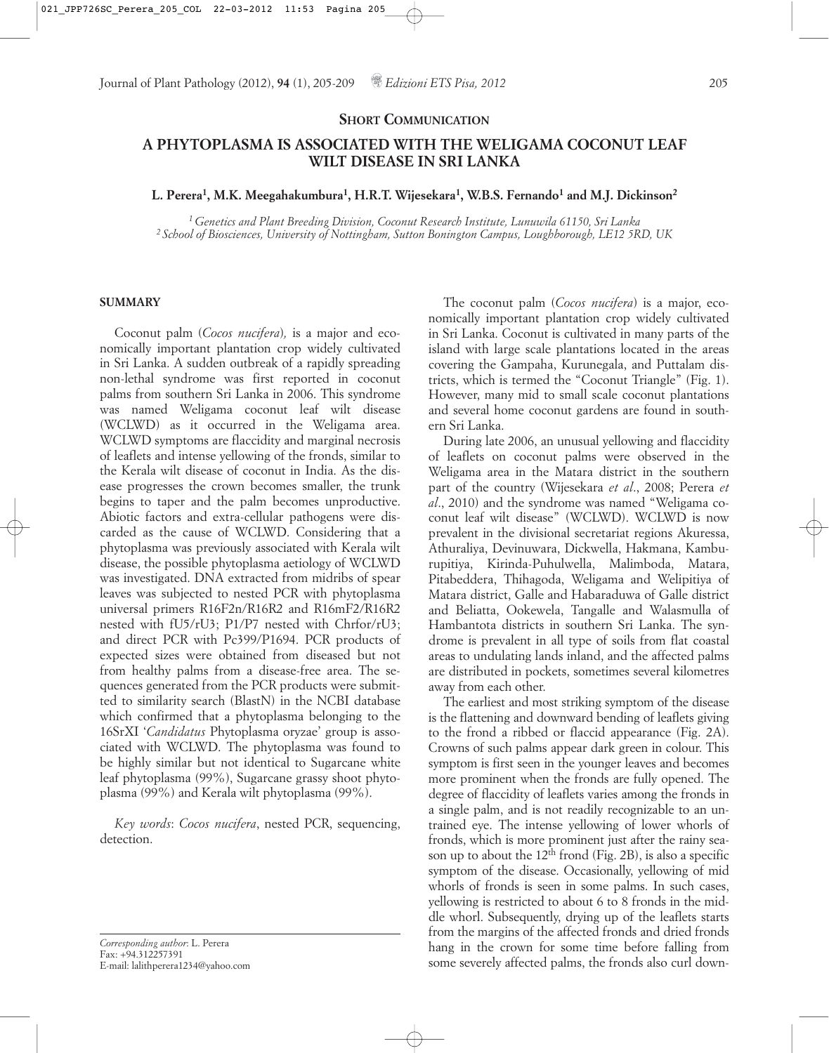**SHORT COMMUNICATION**

# A PHYTOPLASMA IS ASSOCIATED WITH THE WELIGAMA COCONUT LEAF WILT DISEASE IN SRI LANKA

**L. Perera[1], M.K. Meegahakumbura[1], H.R.T. Wijesekara[1], W.B.S. Fernando[1] and M.J. Dickinson[2]**

*[1] Genetics and Plant Breeding Division, Coconut Research Institute, Lunuwila 61150, Sri Lanka*
*[2] School of Biosciences, University of Nottingham, Sutton Bonington Campus, Loughborough, LE12 5RD, UK*

## SUMMARY

Coconut palm (*Cocos nucifera*), is a major and economically important plantation crop widely cultivated in Sri Lanka. A sudden outbreak of a rapidly spreading non-lethal syndrome was first reported in coconut palms from southern Sri Lanka in 2006. This syndrome was named Weligama coconut leaf wilt disease (WCLWD) as it occurred in the Weligama area. WCLWD symptoms are flaccidity and marginal necrosis of leaflets and intense yellowing of the fronds, similar to the Kerala wilt disease of coconut in India. As the disease progresses the crown becomes smaller, the trunk begins to taper and the palm becomes unproductive. Abiotic factors and extra-cellular pathogens were discarded as the cause of WCLWD. Considering that a phytoplasma was previously associated with Kerala wilt disease, the possible phytoplasma aetiology of WCLWD was investigated. DNA extracted from midribs of spear leaves was subjected to nested PCR with phytoplasma universal primers R16F2n/R16R2 and R16mF2/R16R2 nested with fU5/rU3; P1/P7 nested with Chrfor/rU3; and direct PCR with Pc399/P1694. PCR products of expected sizes were obtained from diseased but not from healthy palms from a disease-free area. The sequences generated from the PCR products were submitted to similarity search (BlastN) in the NCBI database which confirmed that a phytoplasma belonging to the 16SrXI '*Candidatus* Phytoplasma oryzae' group is associated with WCLWD. The phytoplasma was found to be highly similar but not identical to Sugarcane white leaf phytoplasma (99%), Sugarcane grassy shoot phytoplasma (99%) and Kerala wilt phytoplasma (99%).

*Key words*: *Cocos nucifera*, nested PCR, sequencing, detection.

*Corresponding author*: L. Perera
Fax: +94.312257391
E-mail: lalithperera1234@yahoo.com

The coconut palm (*Cocos nucifera*) is a major, economically important plantation crop widely cultivated in Sri Lanka. Coconut is cultivated in many parts of the island with large scale plantations located in the areas covering the Gampaha, Kurunegala, and Puttalam districts, which is termed the "Coconut Triangle" (Fig. 1). However, many mid to small scale coconut plantations and several home coconut gardens are found in southern Sri Lanka.

During late 2006, an unusual yellowing and flaccidity of leaflets on coconut palms were observed in the Weligama area in the Matara district in the southern part of the country (Wijesekara *et al*., 2008; Perera *et al*., 2010) and the syndrome was named "Weligama coconut leaf wilt disease" (WCLWD). WCLWD is now prevalent in the divisional secretariat regions Akuressa, Athuraliya, Devinuwara, Dickwella, Hakmana, Kamburupitiya, Kirinda-Puhulwella, Malimboda, Matara, Pitabeddera, Thihagoda, Weligama and Welipitiya of Matara district, Galle and Habaraduwa of Galle district and Beliatta, Ookewela, Tangalle and Walasmulla of Hambantota districts in southern Sri Lanka. The syndrome is prevalent in all type of soils from flat coastal areas to undulating lands inland, and the affected palms are distributed in pockets, sometimes several kilometres away from each other.

The earliest and most striking symptom of the disease is the flattening and downward bending of leaflets giving to the frond a ribbed or flaccid appearance (Fig. 2A). Crowns of such palms appear dark green in colour. This symptom is first seen in the younger leaves and becomes more prominent when the fronds are fully opened. The degree of flaccidity of leaflets varies among the fronds in a single palm, and is not readily recognizable to an untrained eye. The intense yellowing of lower whorls of fronds, which is more prominent just after the rainy season up to about the 12$^{th}$ frond (Fig. 2B), is also a specific symptom of the disease. Occasionally, yellowing of mid whorls of fronds is seen in some palms. In such cases, yellowing is restricted to about 6 to 8 fronds in the middle whorl. Subsequently, drying up of the leaflets starts from the margins of the affected fronds and dried fronds hang in the crown for some time before falling from some severely affected palms, the fronds also curl down-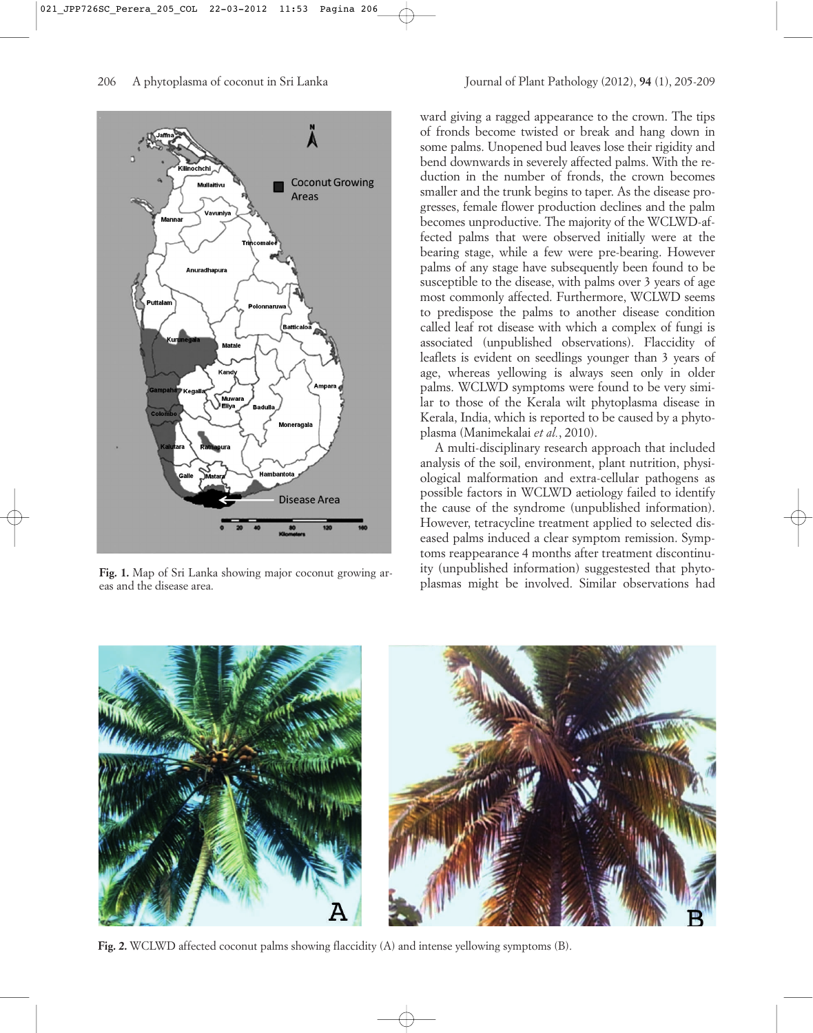Fig. 1. Map of Sri Lanka showing major coconut growing areas and the disease area.

ward giving a ragged appearance to the crown. The tips of fronds become twisted or break and hang down in some palms. Unopened bud leaves lose their rigidity and bend downwards in severely affected palms. With the reduction in the number of fronds, the crown becomes smaller and the trunk begins to taper. As the disease progresses, female flower production declines and the palm becomes unproductive. The majority of the WCLWD-affected palms that were observed initially were at the bearing stage, while a few were pre-bearing. However palms of any stage have subsequently been found to be susceptible to the disease, with palms over 3 years of age most commonly affected. Furthermore, WCLWD seems to predispose the palms to another disease condition called leaf rot disease with which a complex of fungi is associated (unpublished observations). Flaccidity of leaflets is evident on seedlings younger than 3 years of age, whereas yellowing is always seen only in older palms. WCLWD symptoms were found to be very similar to those of the Kerala wilt phytoplasma disease in Kerala, India, which is reported to be caused by a phytoplasma (Manimekalai *et al.*, 2010).

A multi-disciplinary research approach that included analysis of the soil, environment, plant nutrition, physiological malformation and extra-cellular pathogens as possible factors in WCLWD aetiology failed to identify the cause of the syndrome (unpublished information). However, tetracycline treatment applied to selected diseased palms induced a clear symptom remission. Symptoms reappearance 4 months after treatment discontinuity (unpublished information) suggestested that phytoplasmas might be involved. Similar observations had

Fig. 2. WCLWD affected coconut palms showing flaccidity (A) and intense yellowing symptoms (B).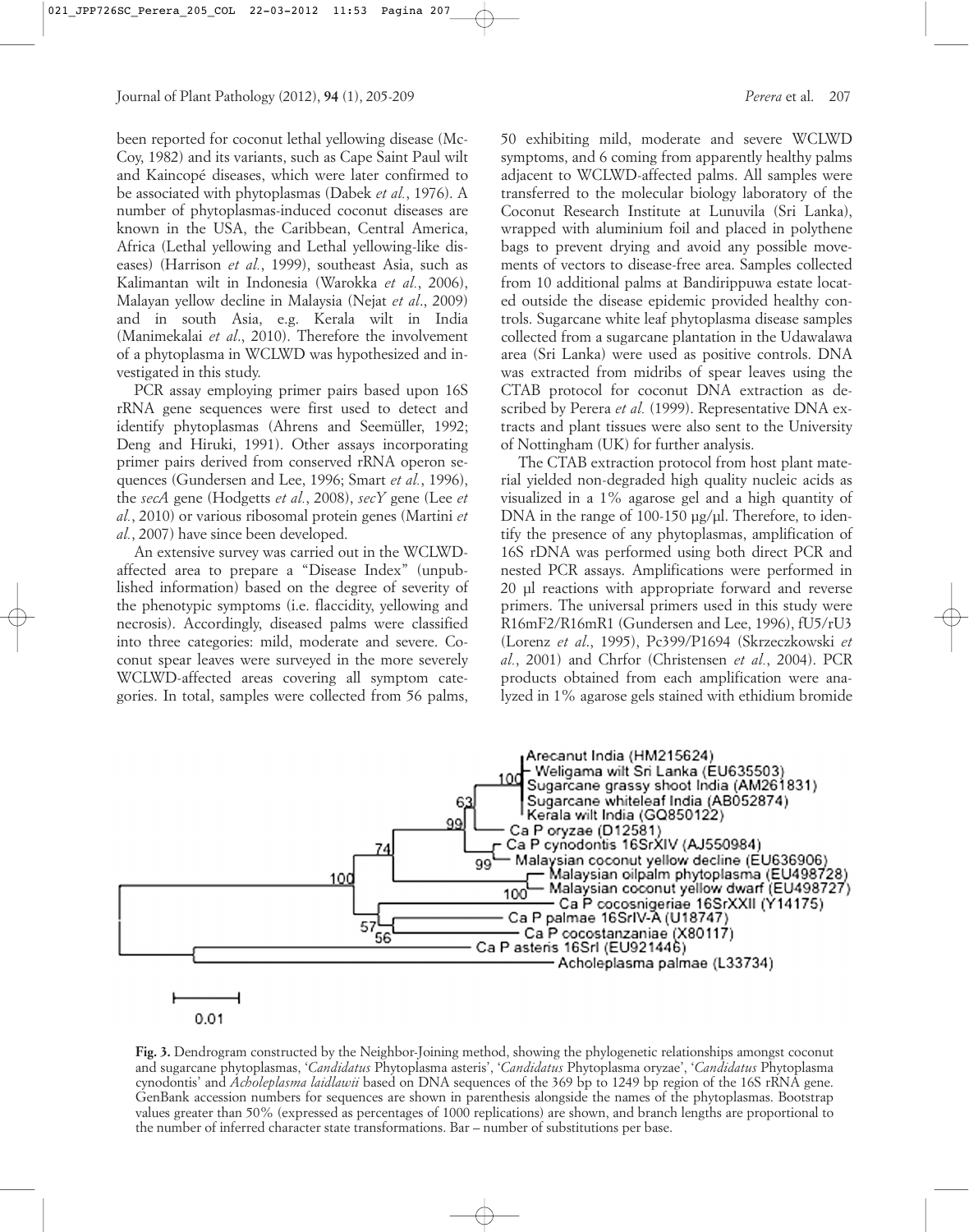been reported for coconut lethal yellowing disease (McCoy, 1982) and its variants, such as Cape Saint Paul wilt and Kaincopé diseases, which were later confirmed to be associated with phytoplasmas (Dabek *et al.*, 1976). A number of phytoplasmas-induced coconut diseases are known in the USA, the Caribbean, Central America, Africa (Lethal yellowing and Lethal yellowing-like diseases) (Harrison *et al.*, 1999), southeast Asia, such as Kalimantan wilt in Indonesia (Warokka *et al.*, 2006), Malayan yellow decline in Malaysia (Nejat *et al*., 2009) and in south Asia, e.g. Kerala wilt in India (Manimekalai *et al*., 2010). Therefore the involvement of a phytoplasma in WCLWD was hypothesized and investigated in this study.

PCR assay employing primer pairs based upon 16S rRNA gene sequences were first used to detect and identify phytoplasmas (Ahrens and Seemüller, 1992; Deng and Hiruki, 1991). Other assays incorporating primer pairs derived from conserved rRNA operon sequences (Gundersen and Lee, 1996; Smart *et al.*, 1996), the *secA* gene (Hodgetts *et al.*, 2008), *secY* gene (Lee *et al.*, 2010) or various ribosomal protein genes (Martini *et al.*, 2007) have since been developed.

An extensive survey was carried out in the WCLWD-affected area to prepare a "Disease Index" (unpublished information) based on the degree of severity of the phenotypic symptoms (i.e. flaccidity, yellowing and necrosis). Accordingly, diseased palms were classified into three categories: mild, moderate and severe. Coconut spear leaves were surveyed in the more severely WCLWD-affected areas covering all symptom categories. In total, samples were collected from 56 palms, 50 exhibiting mild, moderate and severe WCLWD symptoms, and 6 coming from apparently healthy palms adjacent to WCLWD-affected palms. All samples were transferred to the molecular biology laboratory of the Coconut Research Institute at Lunuvila (Sri Lanka), wrapped with aluminium foil and placed in polythene bags to prevent drying and avoid any possible movements of vectors to disease-free area. Samples collected from 10 additional palms at Bandirippuwa estate located outside the disease epidemic provided healthy controls. Sugarcane white leaf phytoplasma disease samples collected from a sugarcane plantation in the Udawalawa area (Sri Lanka) were used as positive controls. DNA was extracted from midribs of spear leaves using the CTAB protocol for coconut DNA extraction as described by Perera *et al.* (1999). Representative DNA extracts and plant tissues were also sent to the University of Nottingham (UK) for further analysis.

The CTAB extraction protocol from host plant material yielded non-degraded high quality nucleic acids as visualized in a 1% agarose gel and a high quantity of DNA in the range of 100-150 µg/µl. Therefore, to identify the presence of any phytoplasmas, amplification of 16S rDNA was performed using both direct PCR and nested PCR assays. Amplifications were performed in 20 µl reactions with appropriate forward and reverse primers. The universal primers used in this study were R16mF2/R16mR1 (Gundersen and Lee, 1996), fU5/rU3 (Lorenz *et al*., 1995), Pc399/P1694 (Skrzeczkowski *et al.*, 2001) and Chrfor (Christensen *et al.*, 2004). PCR products obtained from each amplification were analyzed in 1% agarose gels stained with ethidium bromide

**Fig. 3.** Dendrogram constructed by the Neighbor-Joining method, showing the phylogenetic relationships amongst coconut and sugarcane phytoplasmas, '*Candidatus* Phytoplasma asteris', '*Candidatus* Phytoplasma oryzae', '*Candidatus* Phytoplasma cynodontis' and *Acholeplasma laidlawii* based on DNA sequences of the 369 bp to 1249 bp region of the 16S rRNA gene. GenBank accession numbers for sequences are shown in parenthesis alongside the names of the phytoplasmas. Bootstrap values greater than 50% (expressed as percentages of 1000 replications) are shown, and branch lengths are proportional to the number of inferred character state transformations. Bar – number of substitutions per base.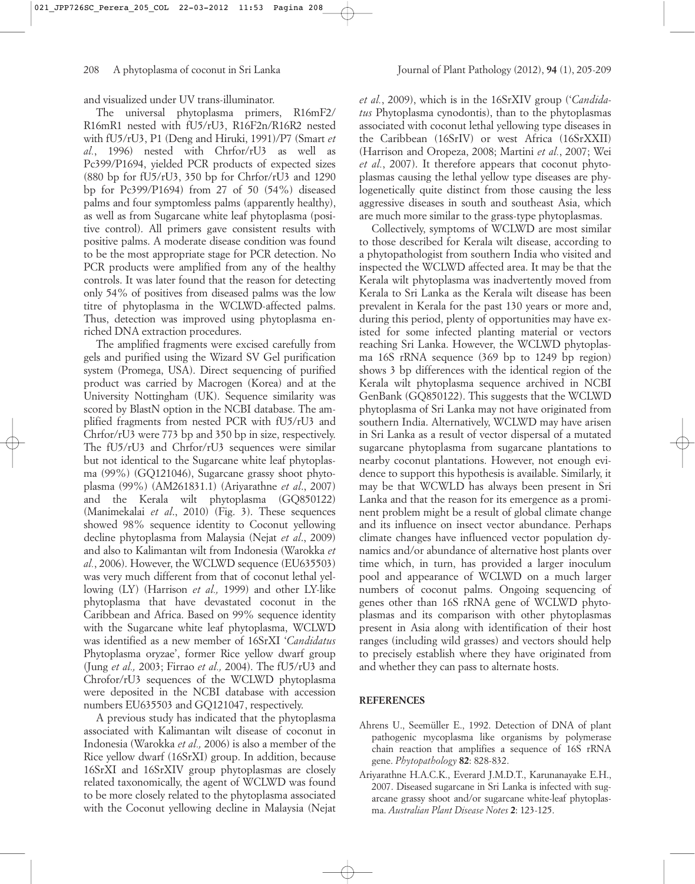and visualized under UV trans-illuminator.

The universal phytoplasma primers, R16mF2/R16mR1 nested with fU5/rU3, R16F2n/R16R2 nested with fU5/rU3, P1 (Deng and Hiruki, 1991)/P7 (Smart *et al.*, 1996) nested with Chrfor/rU3 as well as Pc399/P1694, yielded PCR products of expected sizes (880 bp for fU5/rU3, 350 bp for Chrfor/rU3 and 1290 bp for Pc399/P1694) from 27 of 50 (54%) diseased palms and four symptomless palms (apparently healthy), as well as from Sugarcane white leaf phytoplasma (positive control). All primers gave consistent results with positive palms. A moderate disease condition was found to be the most appropriate stage for PCR detection. No PCR products were amplified from any of the healthy controls. It was later found that the reason for detecting only 54% of positives from diseased palms was the low titre of phytoplasma in the WCLWD-affected palms. Thus, detection was improved using phytoplasma enriched DNA extraction procedures.

The amplified fragments were excised carefully from gels and purified using the Wizard SV Gel purification system (Promega, USA). Direct sequencing of purified product was carried by Macrogen (Korea) and at the University Nottingham (UK). Sequence similarity was scored by BlastN option in the NCBI database. The amplified fragments from nested PCR with fU5/rU3 and Chrfor/rU3 were 773 bp and 350 bp in size, respectively. The fU5/rU3 and Chrfor/rU3 sequences were similar but not identical to the Sugarcane white leaf phytoplasma (99%) (GQ121046), Sugarcane grassy shoot phytoplasma (99%) (AM261831.1) (Ariyarathne *et al*., 2007) and the Kerala wilt phytoplasma (GQ850122) (Manimekalai *et al*., 2010) (Fig. 3). These sequences showed 98% sequence identity to Coconut yellowing decline phytoplasma from Malaysia (Nejat *et al*., 2009) and also to Kalimantan wilt from Indonesia (Warokka *et al.*, 2006). However, the WCLWD sequence (EU635503) was very much different from that of coconut lethal yellowing (LY) (Harrison *et al.,* 1999) and other LY-like phytoplasma that have devastated coconut in the Caribbean and Africa. Based on 99% sequence identity with the Sugarcane white leaf phytoplasma, WCLWD was identified as a new member of 16SrXI '*Candidatus* Phytoplasma oryzae', former Rice yellow dwarf group (Jung *et al.,* 2003; Firrao *et al.,* 2004). The fU5/rU3 and Chrofor/rU3 sequences of the WCLWD phytoplasma were deposited in the NCBI database with accession numbers EU635503 and GQ121047, respectively.

A previous study has indicated that the phytoplasma associated with Kalimantan wilt disease of coconut in Indonesia (Warokka *et al.,* 2006) is also a member of the Rice yellow dwarf (16SrXI) group. In addition, because 16SrXI and 16SrXIV group phytoplasmas are closely related taxonomically, the agent of WCLWD was found to be more closely related to the phytoplasma associated with the Coconut yellowing decline in Malaysia (Nejat *et al.*, 2009), which is in the 16SrXIV group ('*Candidatus* Phytoplasma cynodontis), than to the phytoplasmas associated with coconut lethal yellowing type diseases in the Caribbean (16SrIV) or west Africa (16SrXXII) (Harrison and Oropeza, 2008; Martini *et al.*, 2007; Wei *et al.*, 2007). It therefore appears that coconut phytoplasmas causing the lethal yellow type diseases are phylogenetically quite distinct from those causing the less aggressive diseases in south and southeast Asia, which are much more similar to the grass-type phytoplasmas.

Collectively, symptoms of WCLWD are most similar to those described for Kerala wilt disease, according to a phytopathologist from southern India who visited and inspected the WCLWD affected area. It may be that the Kerala wilt phytoplasma was inadvertently moved from Kerala to Sri Lanka as the Kerala wilt disease has been prevalent in Kerala for the past 130 years or more and, during this period, plenty of opportunities may have existed for some infected planting material or vectors reaching Sri Lanka. However, the WCLWD phytoplasma 16S rRNA sequence (369 bp to 1249 bp region) shows 3 bp differences with the identical region of the Kerala wilt phytoplasma sequence archived in NCBI GenBank (GQ850122). This suggests that the WCLWD phytoplasma of Sri Lanka may not have originated from southern India. Alternatively, WCLWD may have arisen in Sri Lanka as a result of vector dispersal of a mutated sugarcane phytoplasma from sugarcane plantations to nearby coconut plantations. However, not enough evidence to support this hypothesis is available. Similarly, it may be that WCWLD has always been present in Sri Lanka and that the reason for its emergence as a prominent problem might be a result of global climate change and its influence on insect vector abundance. Perhaps climate changes have influenced vector population dynamics and/or abundance of alternative host plants over time which, in turn, has provided a larger inoculum pool and appearance of WCLWD on a much larger numbers of coconut palms. Ongoing sequencing of genes other than 16S rRNA gene of WCLWD phytoplasmas and its comparison with other phytoplasmas present in Asia along with identification of their host ranges (including wild grasses) and vectors should help to precisely establish where they have originated from and whether they can pass to alternate hosts.

## REFERENCES

Ahrens U., Seemüller E., 1992. Detection of DNA of plant pathogenic mycoplasma like organisms by polymerase chain reaction that amplifies a sequence of 16S rRNA gene. *Phytopathology* **82**: 828-832.

Ariyarathne H.A.C.K., Everard J.M.D.T., Karunanayake E.H., 2007. Diseased sugarcane in Sri Lanka is infected with sugarcane grassy shoot and/or sugarcane white-leaf phytoplasma. *Australian Plant Disease Notes* **2**: 123-125.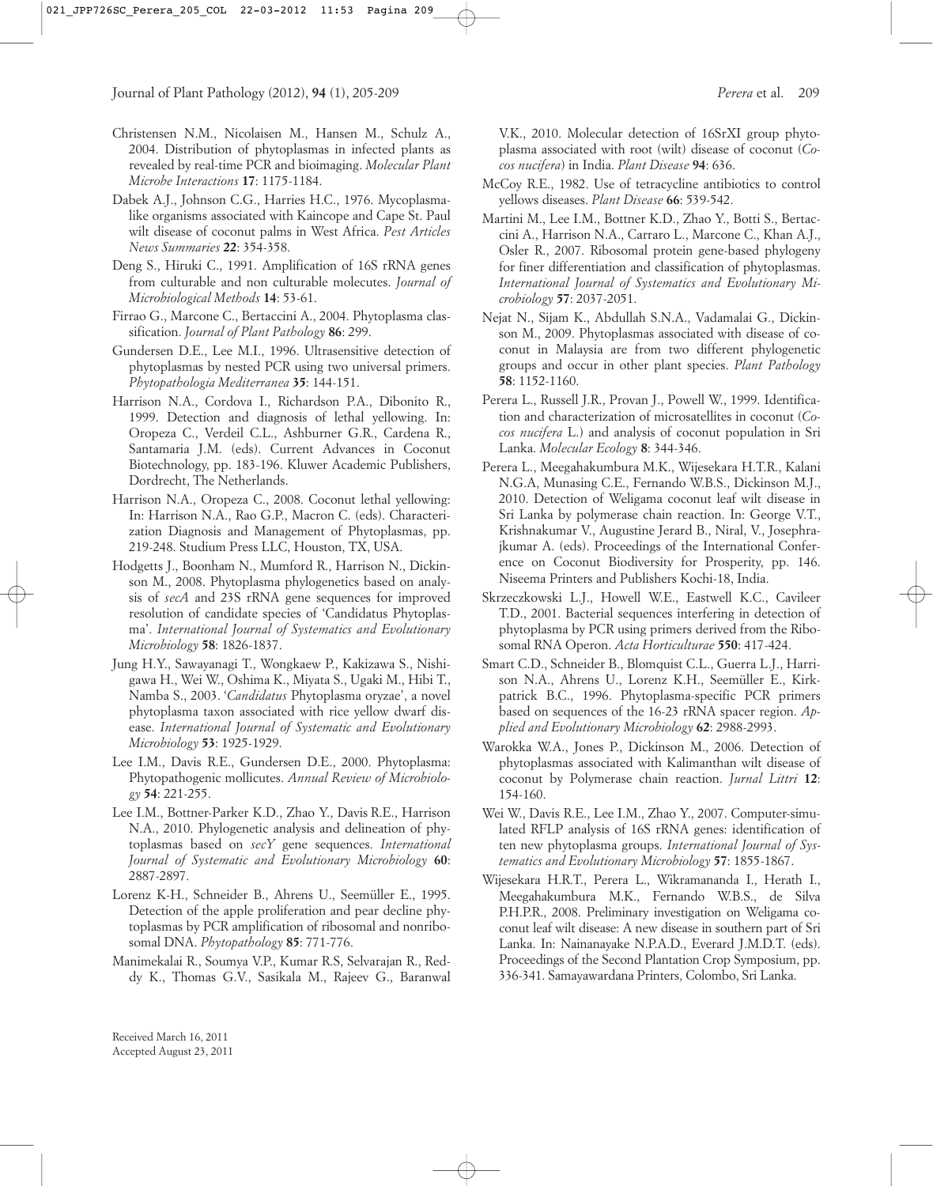Christensen N.M., Nicolaisen M., Hansen M., Schulz A., 2004. Distribution of phytoplasmas in infected plants as revealed by real-time PCR and bioimaging. *Molecular Plant Microbe Interactions* **17**: 1175-1184.

Dabek A.J., Johnson C.G., Harries H.C., 1976. Mycoplasma-like organisms associated with Kaincope and Cape St. Paul wilt disease of coconut palms in West Africa. *Pest Articles News Summaries* **22**: 354-358.

Deng S., Hiruki C., 1991. Amplification of 16S rRNA genes from culturable and non culturable molecutes. *Journal of Microbiological Methods* **14**: 53-61.

Firrao G., Marcone C., Bertaccini A., 2004. Phytoplasma classification. *Journal of Plant Pathology* **86**: 299.

Gundersen D.E., Lee M.I., 1996. Ultrasensitive detection of phytoplasmas by nested PCR using two universal primers. *Phytopathologia Mediterranea* **35**: 144-151.

Harrison N.A., Cordova I., Richardson P.A., Dibonito R., 1999. Detection and diagnosis of lethal yellowing. In: Oropeza C., Verdeil C.L., Ashburner G.R., Cardena R., Santamaria J.M. (eds). Current Advances in Coconut Biotechnology, pp. 183-196. Kluwer Academic Publishers, Dordrecht, The Netherlands.

Harrison N.A., Oropeza C., 2008. Coconut lethal yellowing: In: Harrison N.A., Rao G.P., Macron C. (eds). Characterization Diagnosis and Management of Phytoplasmas, pp. 219-248. Studium Press LLC, Houston, TX, USA.

Hodgetts J., Boonham N., Mumford R., Harrison N., Dickinson M., 2008. Phytoplasma phylogenetics based on analysis of *secA* and 23S rRNA gene sequences for improved resolution of candidate species of 'Candidatus Phytoplasma'. *International Journal of Systematics and Evolutionary Microbiology* **58**: 1826-1837.

Jung H.Y., Sawayanagi T., Wongkaew P., Kakizawa S., Nishigawa H., Wei W., Oshima K., Miyata S., Ugaki M., Hibi T., Namba S., 2003. '*Candidatus* Phytoplasma oryzae', a novel phytoplasma taxon associated with rice yellow dwarf disease. *International Journal of Systematic and Evolutionary Microbiology* **53**: 1925-1929.

Lee I.M., Davis R.E., Gundersen D.E., 2000. Phytoplasma: Phytopathogenic mollicutes. *Annual Review of Microbiology* **54**: 221-255.

Lee I.M., Bottner-Parker K.D., Zhao Y., Davis R.E., Harrison N.A., 2010. Phylogenetic analysis and delineation of phytoplasmas based on *secY* gene sequences. *International Journal of Systematic and Evolutionary Microbiology* **60**: 2887-2897.

Lorenz K-H., Schneider B., Ahrens U., Seemüller E., 1995. Detection of the apple proliferation and pear decline phytoplasmas by PCR amplification of ribosomal and nonribosomal DNA. *Phytopathology* **85**: 771-776.

Manimekalai R., Soumya V.P., Kumar R.S, Selvarajan R., Reddy K., Thomas G.V., Sasikala M., Rajeev G., Baranwal V.K., 2010. Molecular detection of 16SrXI group phytoplasma associated with root (wilt) disease of coconut (*Cocos nucifera*) in India. *Plant Disease* **94**: 636.

McCoy R.E., 1982. Use of tetracycline antibiotics to control yellows diseases. *Plant Disease* **66**: 539-542.

Martini M., Lee I.M., Bottner K.D., Zhao Y., Botti S., Bertaccini A., Harrison N.A., Carraro L., Marcone C., Khan A.J., Osler R., 2007. Ribosomal protein gene-based phylogeny for finer differentiation and classification of phytoplasmas. *International Journal of Systematics and Evolutionary Microbiology* **57**: 2037-2051.

Nejat N., Sijam K., Abdullah S.N.A., Vadamalai G., Dickinson M., 2009. Phytoplasmas associated with disease of coconut in Malaysia are from two different phylogenetic groups and occur in other plant species. *Plant Pathology* **58**: 1152-1160.

Perera L., Russell J.R., Provan J., Powell W., 1999. Identification and characterization of microsatellites in coconut (*Cocos nucifera* L.) and analysis of coconut population in Sri Lanka. *Molecular Ecology* **8**: 344-346.

Perera L., Meegahakumbura M.K., Wijesekara H.T.R., Kalani N.G.A, Munasing C.E., Fernando W.B.S., Dickinson M.J., 2010. Detection of Weligama coconut leaf wilt disease in Sri Lanka by polymerase chain reaction. In: George V.T., Krishnakumar V., Augustine Jerard B., Niral, V., Josephrajkumar A. (eds). Proceedings of the International Conference on Coconut Biodiversity for Prosperity, pp. 146. Niseema Printers and Publishers Kochi-18, India.

Skrzeczkowski L.J., Howell W.E., Eastwell K.C., Cavileer T.D., 2001. Bacterial sequences interfering in detection of phytoplasma by PCR using primers derived from the Ribosomal RNA Operon. *Acta Horticulturae* **550**: 417-424.

Smart C.D., Schneider B., Blomquist C.L., Guerra L.J., Harrison N.A., Ahrens U., Lorenz K.H., Seemüller E., Kirkpatrick B.C., 1996. Phytoplasma-specific PCR primers based on sequences of the 16-23 rRNA spacer region. *Applied and Evolutionary Microbiology* **62**: 2988-2993.

Warokka W.A., Jones P., Dickinson M., 2006. Detection of phytoplasmas associated with Kalimanthan wilt disease of coconut by Polymerase chain reaction. *Jurnal Littri* **12**: 154-160.

Wei W., Davis R.E., Lee I.M., Zhao Y., 2007. Computer-simulated RFLP analysis of 16S rRNA genes: identification of ten new phytoplasma groups. *International Journal of Systematics and Evolutionary Microbiology* **57**: 1855-1867.

Wijesekara H.R.T., Perera L., Wikramananda I., Herath I., Meegahakumbura M.K., Fernando W.B.S., de Silva P.H.P.R., 2008. Preliminary investigation on Weligama coconut leaf wilt disease: A new disease in southern part of Sri Lanka. In: Nainanayake N.P.A.D., Everard J.M.D.T. (eds). Proceedings of the Second Plantation Crop Symposium, pp. 336-341. Samayawardana Printers, Colombo, Sri Lanka.

Received March 16, 2011
Accepted August 23, 2011